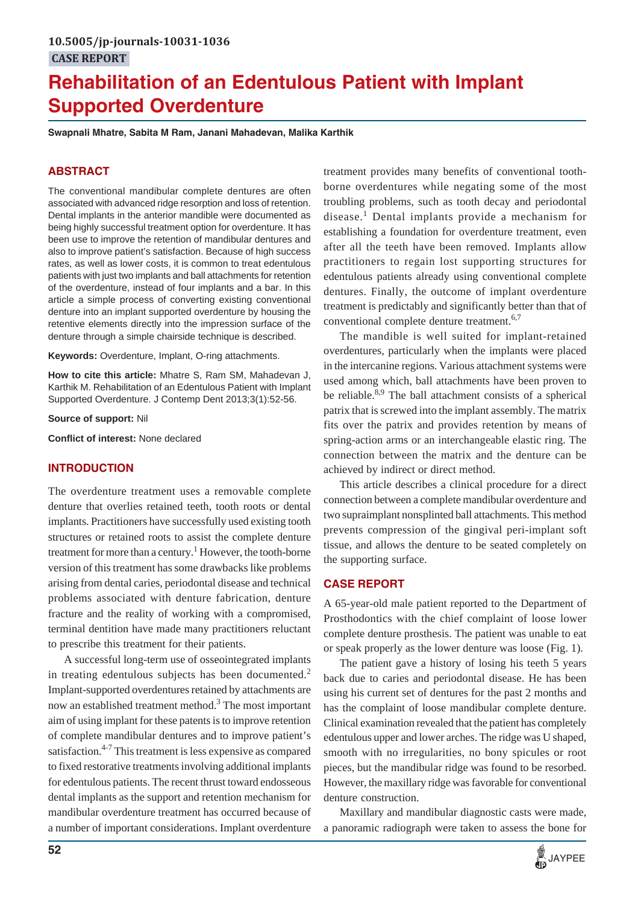10.5005/jp-journals-10031-1036

CASE REPORT

# Rehabilitation of an Edentulous Patient with Implant Supported Overdenture

**Swapnali Mhatre, Sabita M Ram, Janani Mahadevan, Malika Karthik**

## ABSTRACT

The conventional mandibular complete dentures are often associated with advanced ridge resorption and loss of retention. Dental implants in the anterior mandible were documented as being highly successful treatment option for overdenture. It has been use to improve the retention of mandibular dentures and also to improve patient's satisfaction. Because of high success rates, as well as lower costs, it is common to treat edentulous patients with just two implants and ball attachments for retention of the overdenture, instead of four implants and a bar. In this article a simple process of converting existing conventional denture into an implant supported overdenture by housing the retentive elements directly into the impression surface of the denture through a simple chairside technique is described.

**Keywords:** Overdenture, Implant, O-ring attachments.

**How to cite this article:** Mhatre S, Ram SM, Mahadevan J, Karthik M. Rehabilitation of an Edentulous Patient with Implant Supported Overdenture. J Contemp Dent 2013;3(1):52-56.

**Source of support:** Nil

**Conflict of interest:** None declared

## INTRODUCTION

The overdenture treatment uses a removable complete denture that overlies retained teeth, tooth roots or dental implants. Practitioners have successfully used existing tooth structures or retained roots to assist the complete denture treatment for more than a century.[1] However, the tooth-borne version of this treatment has some drawbacks like problems arising from dental caries, periodontal disease and technical problems associated with denture fabrication, denture fracture and the reality of working with a compromised, terminal dentition have made many practitioners reluctant to prescribe this treatment for their patients.

A successful long-term use of osseointegrated implants in treating edentulous subjects has been documented.[2] Implant-supported overdentures retained by attachments are now an established treatment method.[3] The most important aim of using implant for these patents is to improve retention of complete mandibular dentures and to improve patient's satisfaction.[4-7] This treatment is less expensive as compared to fixed restorative treatments involving additional implants for edentulous patients. The recent thrust toward endosseous dental implants as the support and retention mechanism for mandibular overdenture treatment has occurred because of a number of important considerations. Implant overdenture treatment provides many benefits of conventional tooth-borne overdentures while negating some of the most troubling problems, such as tooth decay and periodontal disease.[1] Dental implants provide a mechanism for establishing a foundation for overdenture treatment, even after all the teeth have been removed. Implants allow practitioners to regain lost supporting structures for edentulous patients already using conventional complete dentures. Finally, the outcome of implant overdenture treatment is predictably and significantly better than that of conventional complete denture treatment.[6,7]

The mandible is well suited for implant-retained overdentures, particularly when the implants were placed in the intercanine regions. Various attachment systems were used among which, ball attachments have been proven to be reliable.[8,9] The ball attachment consists of a spherical patrix that is screwed into the implant assembly. The matrix fits over the patrix and provides retention by means of spring-action arms or an interchangeable elastic ring. The connection between the matrix and the denture can be achieved by indirect or direct method.

This article describes a clinical procedure for a direct connection between a complete mandibular overdenture and two supraimplant nonsplinted ball attachments. This method prevents compression of the gingival peri-implant soft tissue, and allows the denture to be seated completely on the supporting surface.

## CASE REPORT

A 65-year-old male patient reported to the Department of Prosthodontics with the chief complaint of loose lower complete denture prosthesis. The patient was unable to eat or speak properly as the lower denture was loose (Fig. 1).

The patient gave a history of losing his teeth 5 years back due to caries and periodontal disease. He has been using his current set of dentures for the past 2 months and has the complaint of loose mandibular complete denture. Clinical examination revealed that the patient has completely edentulous upper and lower arches. The ridge was U shaped, smooth with no irregularities, no bony spicules or root pieces, but the mandibular ridge was found to be resorbed. However, the maxillary ridge was favorable for conventional denture construction.

Maxillary and mandibular diagnostic casts were made, a panoramic radiograph were taken to assess the bone for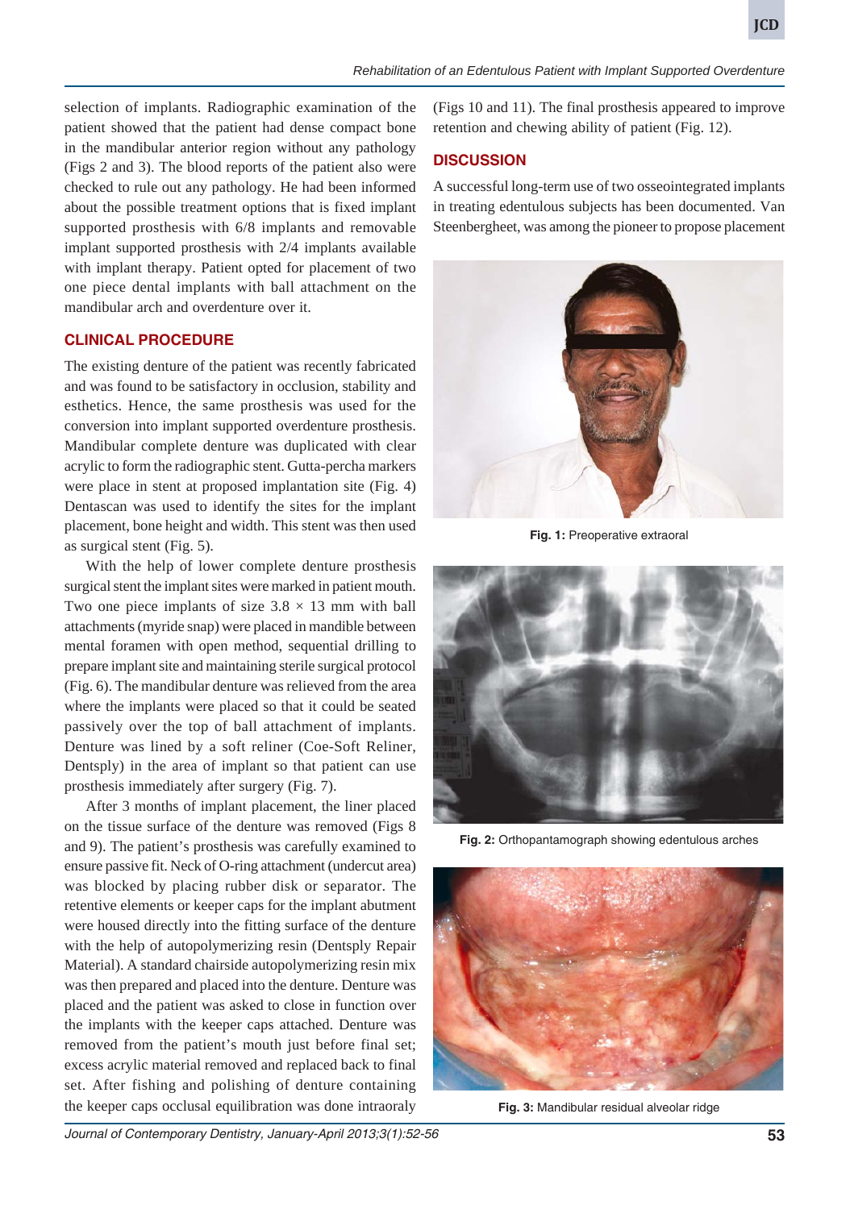selection of implants. Radiographic examination of the patient showed that the patient had dense compact bone in the mandibular anterior region without any pathology (Figs 2 and 3). The blood reports of the patient also were checked to rule out any pathology. He had been informed about the possible treatment options that is fixed implant supported prosthesis with 6/8 implants and removable implant supported prosthesis with 2/4 implants available with implant therapy. Patient opted for placement of two one piece dental implants with ball attachment on the mandibular arch and overdenture over it.

## CLINICAL PROCEDURE

The existing denture of the patient was recently fabricated and was found to be satisfactory in occlusion, stability and esthetics. Hence, the same prosthesis was used for the conversion into implant supported overdenture prosthesis. Mandibular complete denture was duplicated with clear acrylic to form the radiographic stent. Gutta-percha markers were place in stent at proposed implantation site (Fig. 4) Dentascan was used to identify the sites for the implant placement, bone height and width. This stent was then used as surgical stent (Fig. 5).

With the help of lower complete denture prosthesis surgical stent the implant sites were marked in patient mouth. Two one piece implants of size 3.8 × 13 mm with ball attachments (myride snap) were placed in mandible between mental foramen with open method, sequential drilling to prepare implant site and maintaining sterile surgical protocol (Fig. 6). The mandibular denture was relieved from the area where the implants were placed so that it could be seated passively over the top of ball attachment of implants. Denture was lined by a soft reliner (Coe-Soft Reliner, Dentsply) in the area of implant so that patient can use prosthesis immediately after surgery (Fig. 7).

After 3 months of implant placement, the liner placed on the tissue surface of the denture was removed (Figs 8 and 9). The patient's prosthesis was carefully examined to ensure passive fit. Neck of O-ring attachment (undercut area) was blocked by placing rubber disk or separator. The retentive elements or keeper caps for the implant abutment were housed directly into the fitting surface of the denture with the help of autopolymerizing resin (Dentsply Repair Material). A standard chairside autopolymerizing resin mix was then prepared and placed into the denture. Denture was placed and the patient was asked to close in function over the implants with the keeper caps attached. Denture was removed from the patient's mouth just before final set; excess acrylic material removed and replaced back to final set. After fishing and polishing of denture containing the keeper caps occlusal equilibration was done intraoraly (Figs 10 and 11). The final prosthesis appeared to improve retention and chewing ability of patient (Fig. 12).

## DISCUSSION

A successful long-term use of two osseointegrated implants in treating edentulous subjects has been documented. Van Steenbergheet, was among the pioneer to propose placement

**Fig. 1:** Preoperative extraoral

**Fig. 2:** Orthopantamograph showing edentulous arches

**Fig. 3:** Mandibular residual alveolar ridge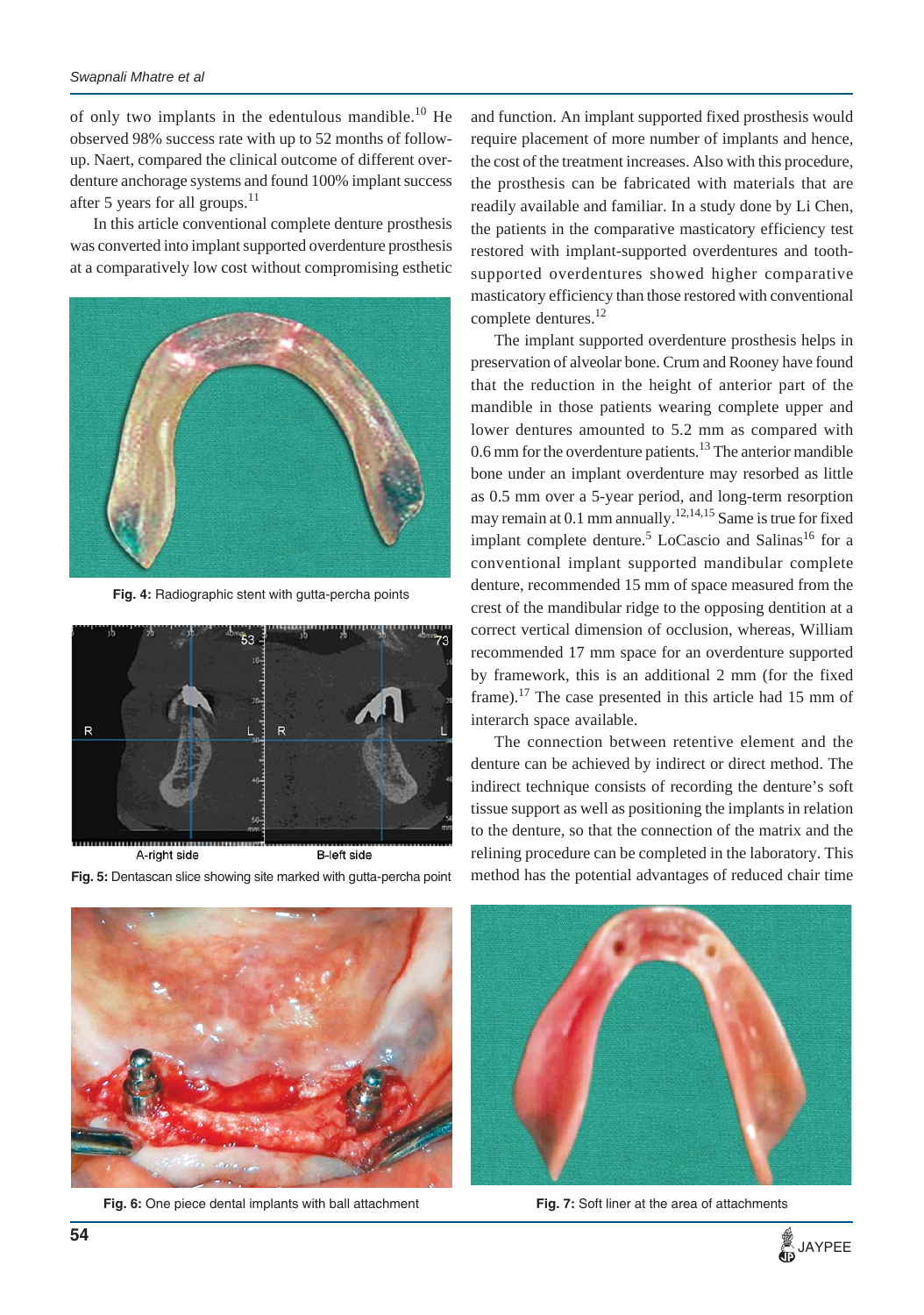of only two implants in the edentulous mandible.[10] He observed 98% success rate with up to 52 months of follow-up. Naert, compared the clinical outcome of different overdenture anchorage systems and found 100% implant success after 5 years for all groups.[11]

In this article conventional complete denture prosthesis was converted into implant supported overdenture prosthesis at a comparatively low cost without compromising esthetic and function. An implant supported fixed prosthesis would require placement of more number of implants and hence, the cost of the treatment increases. Also with this procedure, the prosthesis can be fabricated with materials that are readily available and familiar. In a study done by Li Chen, the patients in the comparative masticatory efficiency test restored with implant-supported overdentures and tooth-supported overdentures showed higher comparative masticatory efficiency than those restored with conventional complete dentures.[12]

**Fig. 4:** Radiographic stent with gutta-percha points

A-right side B-left side

**Fig. 5:** Dentascan slice showing site marked with gutta-percha point

The implant supported overdenture prosthesis helps in preservation of alveolar bone. Crum and Rooney have found that the reduction in the height of anterior part of the mandible in those patients wearing complete upper and lower dentures amounted to 5.2 mm as compared with 0.6 mm for the overdenture patients.[13] The anterior mandible bone under an implant overdenture may resorbed as little as 0.5 mm over a 5-year period, and long-term resorption may remain at 0.1 mm annually.[12,14,15] Same is true for fixed implant complete denture.[5] LoCascio and Salinas[16] for a conventional implant supported mandibular complete denture, recommended 15 mm of space measured from the crest of the mandibular ridge to the opposing dentition at a correct vertical dimension of occlusion, whereas, William recommended 17 mm space for an overdenture supported by framework, this is an additional 2 mm (for the fixed frame).[17] The case presented in this article had 15 mm of interarch space available.

The connection between retentive element and the denture can be achieved by indirect or direct method. The indirect technique consists of recording the denture's soft tissue support as well as positioning the implants in relation to the denture, so that the connection of the matrix and the relining procedure can be completed in the laboratory. This method has the potential advantages of reduced chair time

**Fig. 6:** One piece dental implants with ball attachment

**Fig. 7:** Soft liner at the area of attachments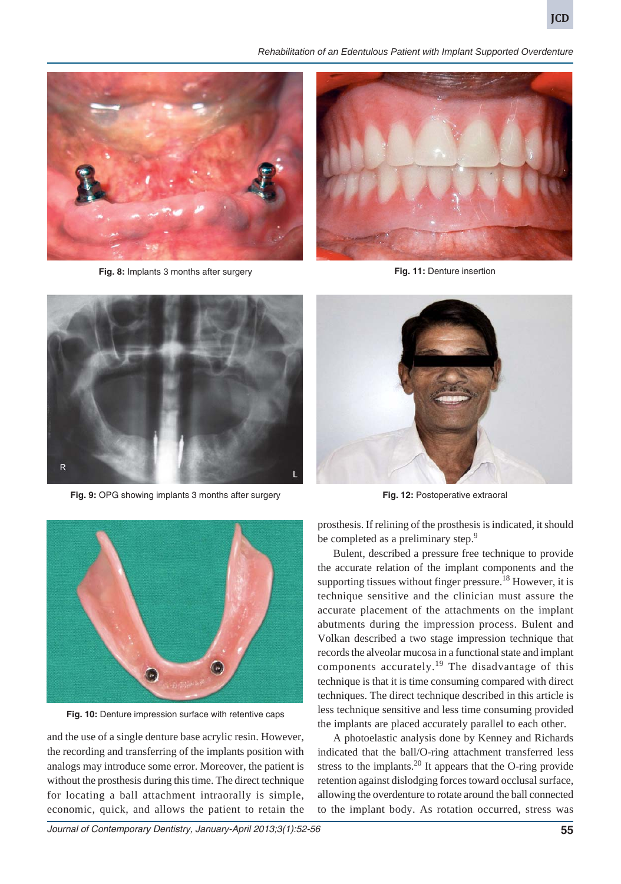Fig. 8: Implants 3 months after surgery

Fig. 11: Denture insertion

Fig. 9: OPG showing implants 3 months after surgery

Fig. 12: Postoperative extraoral

Fig. 10: Denture impression surface with retentive caps

and the use of a single denture base acrylic resin. However, the recording and transferring of the implants position with analogs may introduce some error. Moreover, the patient is without the prosthesis during this time. The direct technique for locating a ball attachment intraorally is simple, economic, quick, and allows the patient to retain the prosthesis. If relining of the prosthesis is indicated, it should be completed as a preliminary step.[9]

Bulent, described a pressure free technique to provide the accurate relation of the implant components and the supporting tissues without finger pressure.[18] However, it is technique sensitive and the clinician must assure the accurate placement of the attachments on the implant abutments during the impression process. Bulent and Volkan described a two stage impression technique that records the alveolar mucosa in a functional state and implant components accurately.[19] The disadvantage of this technique is that it is time consuming compared with direct techniques. The direct technique described in this article is less technique sensitive and less time consuming provided the implants are placed accurately parallel to each other.

A photoelastic analysis done by Kenney and Richards indicated that the ball/O-ring attachment transferred less stress to the implants.[20] It appears that the O-ring provide retention against dislodging forces toward occlusal surface, allowing the overdenture to rotate around the ball connected to the implant body. As rotation occurred, stress was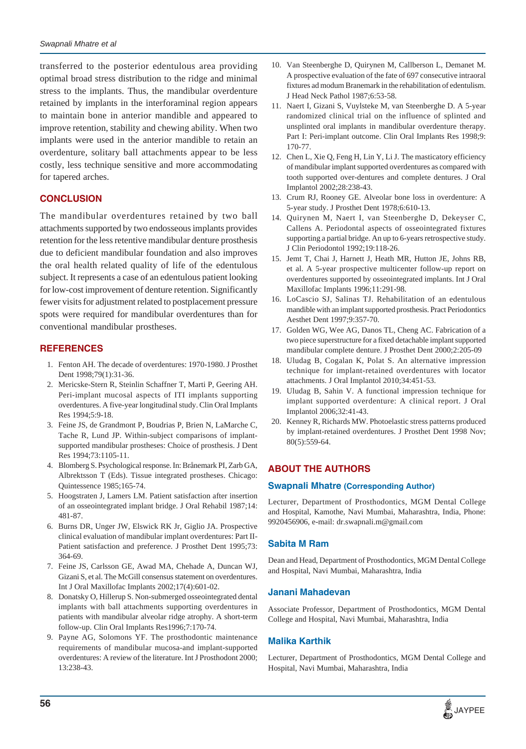transferred to the posterior edentulous area providing optimal broad stress distribution to the ridge and minimal stress to the implants. Thus, the mandibular overdenture retained by implants in the interforaminal region appears to maintain bone in anterior mandible and appeared to improve retention, stability and chewing ability. When two implants were used in the anterior mandible to retain an overdenture, solitary ball attachments appear to be less costly, less technique sensitive and more accommodating for tapered arches.

## CONCLUSION

The mandibular overdentures retained by two ball attachments supported by two endosseous implants provides retention for the less retentive mandibular denture prosthesis due to deficient mandibular foundation and also improves the oral health related quality of life of the edentulous subject. It represents a case of an edentulous patient looking for low-cost improvement of denture retention. Significantly fewer visits for adjustment related to postplacement pressure spots were required for mandibular overdentures than for conventional mandibular prostheses.

## REFERENCES

1. Fenton AH. The decade of overdentures: 1970-1980. J Prosthet Dent 1998;79(1):31-36.
2. Mericske-Stern R, Steinlin Schaffner T, Marti P, Geering AH. Peri-implant mucosal aspects of ITI implants supporting overdentures. A five-year longitudinal study. Clin Oral Implants Res 1994;5:9-18.
3. Feine JS, de Grandmont P, Boudrias P, Brien N, LaMarche C, Tache R, Lund JP. Within-subject comparisons of implant-supported mandibular prostheses: Choice of prosthesis. J Dent Res 1994;73:1105-11.
4. Blomberg S. Psychological response. In: Brånemark PI, Zarb GA, Albrektsson T (Eds). Tissue integrated prostheses. Chicago: Quintessence 1985;165-74.
5. Hoogstraten J, Lamers LM. Patient satisfaction after insertion of an osseointegrated implant bridge. J Oral Rehabil 1987;14: 481-87.
6. Burns DR, Unger JW, Elswick RK Jr, Giglio JA. Prospective clinical evaluation of mandibular implant overdentures: Part II- Patient satisfaction and preference. J Prosthet Dent 1995;73: 364-69.
7. Feine JS, Carlsson GE, Awad MA, Chehade A, Duncan WJ, Gizani S, et al. The McGill consensus statement on overdentures. Int J Oral Maxillofac Implants 2002;17(4):601-02.
8. Donatsky O, Hillerup S. Non-submerged osseointegrated dental implants with ball attachments supporting overdentures in patients with mandibular alveolar ridge atrophy. A short-term follow-up. Clin Oral Implants Res1996;7:170-74.
9. Payne AG, Solomons YF. The prosthodontic maintenance requirements of mandibular mucosa-and implant-supported overdentures: A review of the literature. Int J Prosthodont 2000; 13:238-43.
10. Van Steenberghe D, Quirynen M, Callberson L, Demanet M. A prospective evaluation of the fate of 697 consecutive intraoral fixtures ad modum Branemark in the rehabilitation of edentulism. J Head Neck Pathol 1987;6:53-58.
11. Naert I, Gizani S, Vuylsteke M, van Steenberghe D. A 5-year randomized clinical trial on the influence of splinted and unsplinted oral implants in mandibular overdenture therapy. Part I: Peri-implant outcome. Clin Oral Implants Res 1998;9: 170-77.
12. Chen L, Xie Q, Feng H, Lin Y, Li J. The masticatory efficiency of mandibular implant supported overdentures as compared with tooth supported over-dentures and complete dentures. J Oral Implantol 2002;28:238-43.
13. Crum RJ, Rooney GE. Alveolar bone loss in overdenture: A 5-year study. J Prosthet Dent 1978;6:610-13.
14. Quirynen M, Naert I, van Steenberghe D, Dekeyser C, Callens A. Periodontal aspects of osseointegrated fixtures supporting a partial bridge. An up to 6-years retrospective study. J Clin Periodontol 1992;19:118-26.
15. Jemt T, Chai J, Harnett J, Heath MR, Hutton JE, Johns RB, et al. A 5-year prospective multicenter follow-up report on overdentures supported by osseointegrated implants. Int J Oral Maxillofac Implants 1996;11:291-98.
16. LoCascio SJ, Salinas TJ. Rehabilitation of an edentulous mandible with an implant supported prosthesis. Pract Periodontics Aesthet Dent 1997;9:357-70.
17. Golden WG, Wee AG, Danos TL, Cheng AC. Fabrication of a two piece superstructure for a fixed detachable implant supported mandibular complete denture. J Prosthet Dent 2000;2:205-09
18. Uludag B, Cogalan K, Polat S. An alternative impression technique for implant-retained overdentures with locator attachments. J Oral Implantol 2010;34:451-53.
19. Uludag B, Sahin V. A functional impression technique for implant supported overdenture: A clinical report. J Oral Implantol 2006;32:41-43.
20. Kenney R, Richards MW. Photoelastic stress patterns produced by implant-retained overdentures. J Prosthet Dent 1998 Nov; 80(5):559-64.

## ABOUT THE AUTHORS

### Swapnali Mhatre (Corresponding Author)

Lecturer, Department of Prosthodontics, MGM Dental College and Hospital, Kamothe, Navi Mumbai, Maharashtra, India, Phone: 9920456906, e-mail: dr.swapnali.m@gmail.com

### Sabita M Ram

Dean and Head, Department of Prosthodontics, MGM Dental College and Hospital, Navi Mumbai, Maharashtra, India

### Janani Mahadevan

Associate Professor, Department of Prosthodontics, MGM Dental College and Hospital, Navi Mumbai, Maharashtra, India

### Malika Karthik

Lecturer, Department of Prosthodontics, MGM Dental College and Hospital, Navi Mumbai, Maharashtra, India